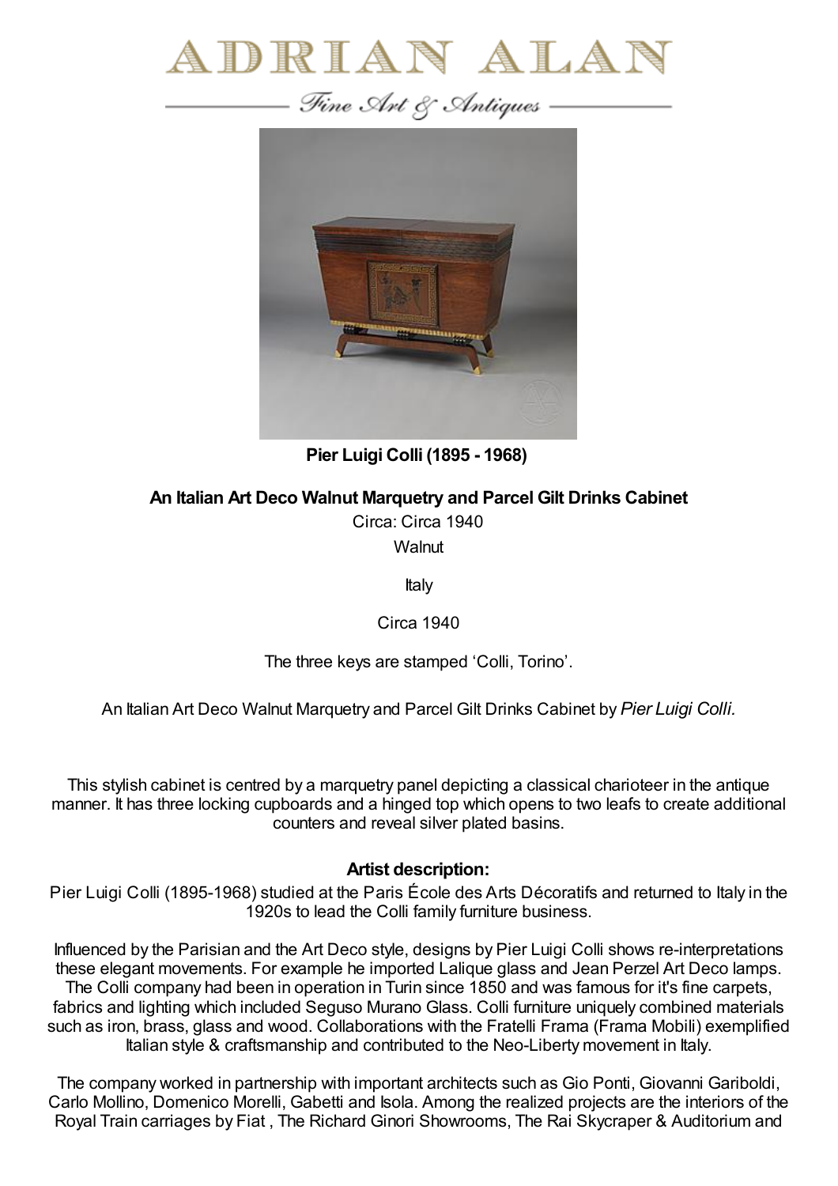# ADRIAN ALAN

*Fine Art & Antiques*

**Pier Luigi Colli (1895 - 1968)**

**An Italian Art Deco Walnut Marquetry and Parcel Gilt Drinks Cabinet**

Circa: Circa 1940

Walnut

Italy

Circa 1940

The three keys are stamped 'Colli, Torino'.

An Italian Art Deco Walnut Marquetry and Parcel Gilt Drinks Cabinet by *Pier Luigi Colli.*

This stylish cabinet is centred by a marquetry panel depicting a classical charioteer in the antique manner. It has three locking cupboards and a hinged top which opens to two leafs to create additional counters and reveal silver plated basins.

**Artist description:**

Pier Luigi Colli (1895-1968) studied at the Paris École des Arts Décoratifs and returned to Italy in the 1920s to lead the Colli family furniture business.

Influenced by the Parisian and the Art Deco style, designs by Pier Luigi Colli shows re-interpretations these elegant movements. For example he imported Lalique glass and Jean Perzel Art Deco lamps. The Colli company had been in operation in Turin since 1850 and was famous for it's fine carpets, fabrics and lighting which included Seguso Murano Glass. Colli furniture uniquely combined materials such as iron, brass, glass and wood. Collaborations with the Fratelli Frama (Frama Mobili) exemplified Italian style & craftsmanship and contributed to the Neo-Liberty movement in Italy.

The company worked in partnership with important architects such as Gio Ponti, Giovanni Gariboldi, Carlo Mollino, Domenico Morelli, Gabetti and Isola. Among the realized projects are the interiors of the Royal Train carriages by Fiat , The Richard Ginori Showrooms, The Rai Skycraper & Auditorium and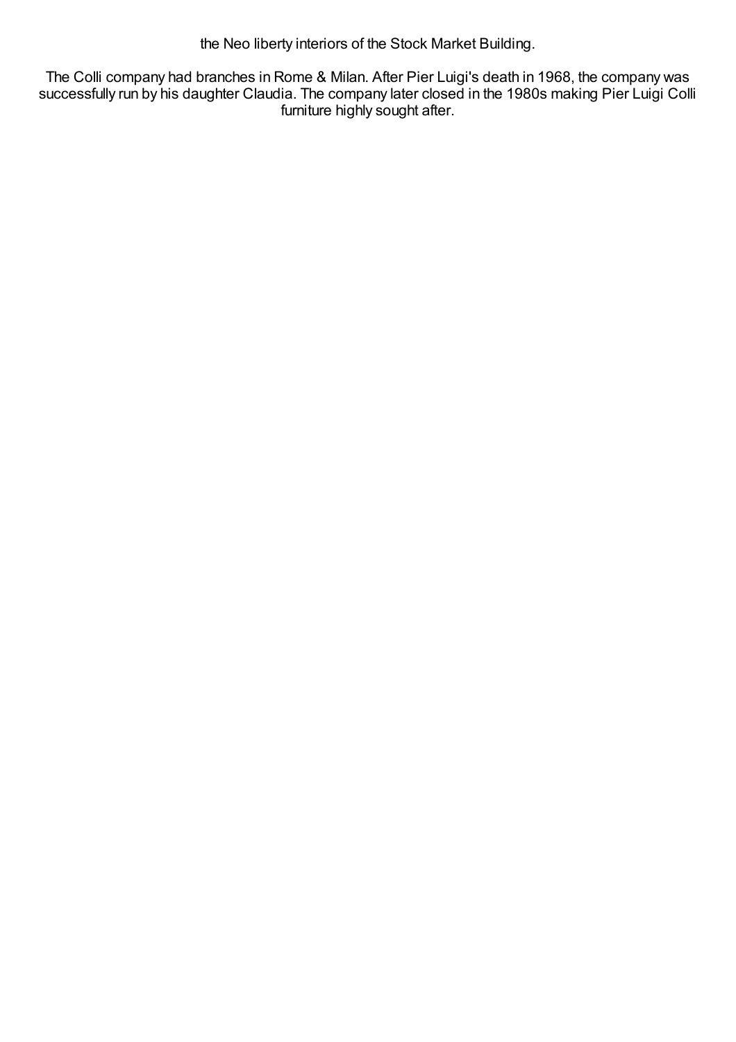the Neo liberty interiors of the Stock Market Building.

The Colli company had branches in Rome & Milan. After Pier Luigi's death in 1968, the company was successfully run by his daughter Claudia. The company later closed in the 1980s making Pier Luigi Colli furniture highly sought after.